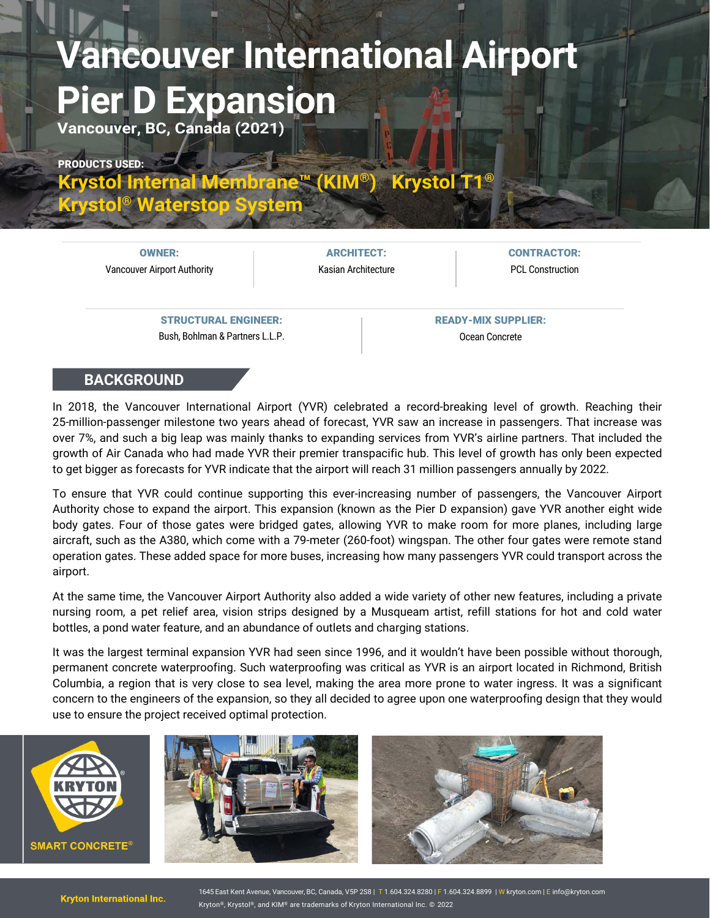# Vancouver International Airport Pier D Expansion

**Vancouver, BC, Canada (2021)**

**PRODUCTS USED:**

**Krystol Internal Membrane™ (KIM®) Krystol T1® Krystol® Waterstop System**

| OWNER: | ARCHITECT: | CONTRACTOR: |
|---|---|---|
| Vancouver Airport Authority | Kasian Architecture | PCL Construction |

| STRUCTURAL ENGINEER: | READY-MIX SUPPLIER: |
|---|---|
| Bush, Bohlman & Partners L.L.P. | Ocean Concrete |

## BACKGROUND

In 2018, the Vancouver International Airport (YVR) celebrated a record-breaking level of growth. Reaching their 25-million-passenger milestone two years ahead of forecast, YVR saw an increase in passengers. That increase was over 7%, and such a big leap was mainly thanks to expanding services from YVR's airline partners. That included the growth of Air Canada who had made YVR their premier transpacific hub. This level of growth has only been expected to get bigger as forecasts for YVR indicate that the airport will reach 31 million passengers annually by 2022.

To ensure that YVR could continue supporting this ever-increasing number of passengers, the Vancouver Airport Authority chose to expand the airport. This expansion (known as the Pier D expansion) gave YVR another eight wide body gates. Four of those gates were bridged gates, allowing YVR to make room for more planes, including large aircraft, such as the A380, which come with a 79-meter (260-foot) wingspan. The other four gates were remote stand operation gates. These added space for more buses, increasing how many passengers YVR could transport across the airport.

At the same time, the Vancouver Airport Authority also added a wide variety of other new features, including a private nursing room, a pet relief area, vision strips designed by a Musqueam artist, refill stations for hot and cold water bottles, a pond water feature, and an abundance of outlets and charging stations.

It was the largest terminal expansion YVR had seen since 1996, and it wouldn't have been possible without thorough, permanent concrete waterproofing. Such waterproofing was critical as YVR is an airport located in Richmond, British Columbia, a region that is very close to sea level, making the area more prone to water ingress. It was a significant concern to the engineers of the expansion, so they all decided to agree upon one waterproofing design that they would use to ensure the project received optimal protection.

KRYTON SMART CONCRETE®

**Kryton International Inc.**

1645 East Kent Avenue, Vancouver, BC, Canada, V5P 2S8 | T 1.604.324.8280 | F 1.604.324.8899 | W kryton.com | E info@kryton.com

Kryton®, Krystol®, and KIM® are trademarks of Kryton International Inc. © 2022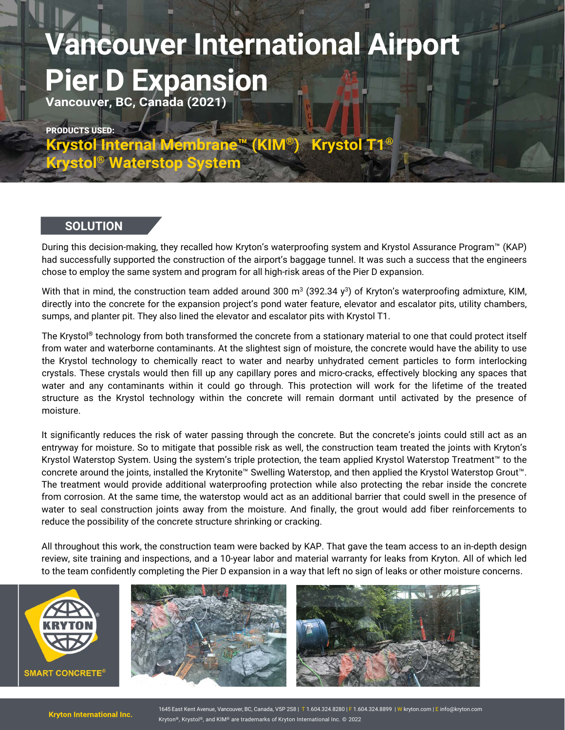# Vancouver International Airport Pier D Expansion

**Vancouver, BC, Canada (2021)**

**PRODUCTS USED:**

**Krystol Internal Membrane™ (KIM®) Krystol T1®**
**Krystol® Waterstop System**

## SOLUTION

During this decision-making, they recalled how Kryton's waterproofing system and Krystol Assurance Program™ (KAP) had successfully supported the construction of the airport's baggage tunnel. It was such a success that the engineers chose to employ the same system and program for all high-risk areas of the Pier D expansion.

With that in mind, the construction team added around 300 $m^3$ (392.34 $y^3$) of Kryton's waterproofing admixture, KIM, directly into the concrete for the expansion project's pond water feature, elevator and escalator pits, utility chambers, sumps, and planter pit. They also lined the elevator and escalator pits with Krystol T1.

The Krystol® technology from both transformed the concrete from a stationary material to one that could protect itself from water and waterborne contaminants. At the slightest sign of moisture, the concrete would have the ability to use the Krystol technology to chemically react to water and nearby unhydrated cement particles to form interlocking crystals. These crystals would then fill up any capillary pores and micro-cracks, effectively blocking any spaces that water and any contaminants within it could go through. This protection will work for the lifetime of the treated structure as the Krystol technology within the concrete will remain dormant until activated by the presence of moisture.

It significantly reduces the risk of water passing through the concrete. But the concrete's joints could still act as an entryway for moisture. So to mitigate that possible risk as well, the construction team treated the joints with Kryton's Krystol Waterstop System. Using the system's triple protection, the team applied Krystol Waterstop Treatment™ to the concrete around the joints, installed the Krytonite™ Swelling Waterstop, and then applied the Krystol Waterstop Grout™. The treatment would provide additional waterproofing protection while also protecting the rebar inside the concrete from corrosion. At the same time, the waterstop would act as an additional barrier that could swell in the presence of water to seal construction joints away from the moisture. And finally, the grout would add fiber reinforcements to reduce the possibility of the concrete structure shrinking or cracking.

All throughout this work, the construction team were backed by KAP. That gave the team access to an in-depth design review, site training and inspections, and a 10-year labor and material warranty for leaks from Kryton. All of which led to the team confidently completing the Pier D expansion in a way that left no sign of leaks or other moisture concerns.

KRYTON SMART CONCRETE®

**Kryton International Inc.**

1645 East Kent Avenue, Vancouver, BC, Canada, V5P 2S8 | T 1.604.324.8280 | F 1.604.324.8899 | W kryton.com | E info@kryton.com

Kryton®, Krystol®, and KIM® are trademarks of Kryton International Inc. © 2022